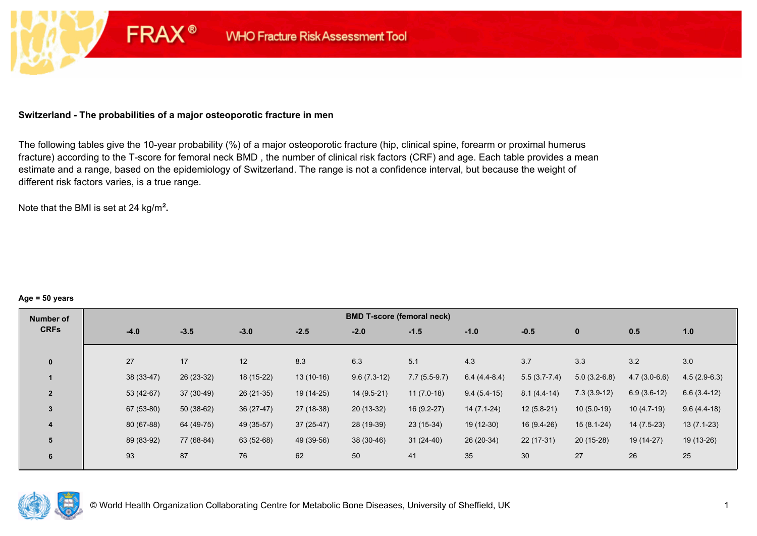FRAX® WHO Fracture Risk Assessment Tool

## Switzerland - The probabilities of a major osteoporotic fracture in men

The following tables give the 10-year probability (%) of a major osteoporotic fracture (hip, clinical spine, forearm or proximal humerus fracture) according to the T-score for femoral neck BMD , the number of clinical risk factors (CRF) and age. Each table provides a mean estimate and a range, based on the epidemiology of Switzerland. The range is not a confidence interval, but because the weight of different risk factors varies, is a true range.

Note that the BMI is set at 24 kg/m².

**Age = 50 years**

| Number of CRFs | BMD T-score (femoral neck) | | | | | | | | | | |
|---|---|---|---|---|---|---|---|---|---|---|---|
| | -4.0 | -3.5 | -3.0 | -2.5 | -2.0 | -1.5 | -1.0 | -0.5 | 0 | 0.5 | 1.0 |
| 0 | 27 | 17 | 12 | 8.3 | 6.3 | 5.1 | 4.3 | 3.7 | 3.3 | 3.2 | 3.0 |
| 1 | 38 (33-47) | 26 (23-32) | 18 (15-22) | 13 (10-16) | 9.6 (7.3-12) | 7.7 (5.5-9.7) | 6.4 (4.4-8.4) | 5.5 (3.7-7.4) | 5.0 (3.2-6.8) | 4.7 (3.0-6.6) | 4.5 (2.9-6.3) |
| 2 | 53 (42-67) | 37 (30-49) | 26 (21-35) | 19 (14-25) | 14 (9.5-21) | 11 (7.0-18) | 9.4 (5.4-15) | 8.1 (4.4-14) | 7.3 (3.9-12) | 6.9 (3.6-12) | 6.6 (3.4-12) |
| 3 | 67 (53-80) | 50 (38-62) | 36 (27-47) | 27 (18-38) | 20 (13-32) | 16 (9.2-27) | 14 (7.1-24) | 12 (5.8-21) | 10 (5.0-19) | 10 (4.7-19) | 9.6 (4.4-18) |
| 4 | 80 (67-88) | 64 (49-75) | 49 (35-57) | 37 (25-47) | 28 (19-39) | 23 (15-34) | 19 (12-30) | 16 (9.4-26) | 15 (8.1-24) | 14 (7.5-23) | 13 (7.1-23) |
| 5 | 89 (83-92) | 77 (68-84) | 63 (52-68) | 49 (39-56) | 38 (30-46) | 31 (24-40) | 26 (20-34) | 22 (17-31) | 20 (15-28) | 19 (14-27) | 19 (13-26) |
| 6 | 93 | 87 | 76 | 62 | 50 | 41 | 35 | 30 | 27 | 26 | 25 |

© World Health Organization Collaborating Centre for Metabolic Bone Diseases, University of Sheffield, UK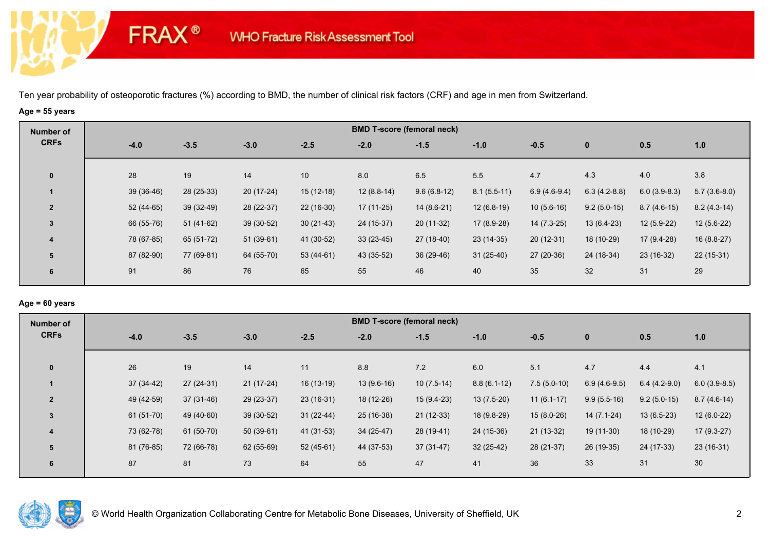# FRAX® WHO Fracture Risk Assessment Tool

Ten year probability of osteoporotic fractures (%) according to BMD, the number of clinical risk factors (CRF) and age in men from Switzerland.

**Age = 55 years**

| Number of CRFs | BMD T-score (femoral neck) | | | | | | | | | | |
|---|---|---|---|---|---|---|---|---|---|---|---|
| | -4.0 | -3.5 | -3.0 | -2.5 | -2.0 | -1.5 | -1.0 | -0.5 | 0 | 0.5 | 1.0 |
| 0 | 28 | 19 | 14 | 10 | 8.0 | 6.5 | 5.5 | 4.7 | 4.3 | 4.0 | 3.8 |
| 1 | 39 (36-46) | 28 (25-33) | 20 (17-24) | 15 (12-18) | 12 (8.8-14) | 9.6 (6.8-12) | 8.1 (5.5-11) | 6.9 (4.6-9.4) | 6.3 (4.2-8.8) | 6.0 (3.9-8.3) | 5.7 (3.6-8.0) |
| 2 | 52 (44-65) | 39 (32-49) | 28 (22-37) | 22 (16-30) | 17 (11-25) | 14 (8.6-21) | 12 (6.8-19) | 10 (5.6-16) | 9.2 (5.0-15) | 8.7 (4.6-15) | 8.2 (4.3-14) |
| 3 | 66 (55-76) | 51 (41-62) | 39 (30-52) | 30 (21-43) | 24 (15-37) | 20 (11-32) | 17 (8.9-28) | 14 (7.3-25) | 13 (6.4-23) | 12 (5.9-22) | 12 (5.6-22) |
| 4 | 78 (67-85) | 65 (51-72) | 51 (39-61) | 41 (30-52) | 33 (23-45) | 27 (18-40) | 23 (14-35) | 20 (12-31) | 18 (10-29) | 17 (9.4-28) | 16 (8.8-27) |
| 5 | 87 (82-90) | 77 (69-81) | 64 (55-70) | 53 (44-61) | 43 (35-52) | 36 (29-46) | 31 (25-40) | 27 (20-36) | 24 (18-34) | 23 (16-32) | 22 (15-31) |
| 6 | 91 | 86 | 76 | 65 | 55 | 46 | 40 | 35 | 32 | 31 | 29 |

**Age = 60 years**

| Number of CRFs | BMD T-score (femoral neck) | | | | | | | | | | |
|---|---|---|---|---|---|---|---|---|---|---|---|
| | -4.0 | -3.5 | -3.0 | -2.5 | -2.0 | -1.5 | -1.0 | -0.5 | 0 | 0.5 | 1.0 |
| 0 | 26 | 19 | 14 | 11 | 8.8 | 7.2 | 6.0 | 5.1 | 4.7 | 4.4 | 4.1 |
| 1 | 37 (34-42) | 27 (24-31) | 21 (17-24) | 16 (13-19) | 13 (9.6-16) | 10 (7.5-14) | 8.8 (6.1-12) | 7.5 (5.0-10) | 6.9 (4.6-9.5) | 6.4 (4.2-9.0) | 6.0 (3.9-8.5) |
| 2 | 49 (42-59) | 37 (31-46) | 29 (23-37) | 23 (16-31) | 18 (12-26) | 15 (9.4-23) | 13 (7.5-20) | 11 (6.1-17) | 9.9 (5.5-16) | 9.2 (5.0-15) | 8.7 (4.6-14) |
| 3 | 61 (51-70) | 49 (40-60) | 39 (30-52) | 31 (22-44) | 25 (16-38) | 21 (12-33) | 18 (9.8-29) | 15 (8.0-26) | 14 (7.1-24) | 13 (6.5-23) | 12 (6.0-22) |
| 4 | 73 (62-78) | 61 (50-70) | 50 (39-61) | 41 (31-53) | 34 (25-47) | 28 (19-41) | 24 (15-36) | 21 (13-32) | 19 (11-30) | 18 (10-29) | 17 (9.3-27) |
| 5 | 81 (76-85) | 72 (66-78) | 62 (55-69) | 52 (45-61) | 44 (37-53) | 37 (31-47) | 32 (25-42) | 28 (21-37) | 26 (19-35) | 24 (17-33) | 23 (16-31) |
| 6 | 87 | 81 | 73 | 64 | 55 | 47 | 41 | 36 | 33 | 31 | 30 |

© World Health Organization Collaborating Centre for Metabolic Bone Diseases, University of Sheffield, UK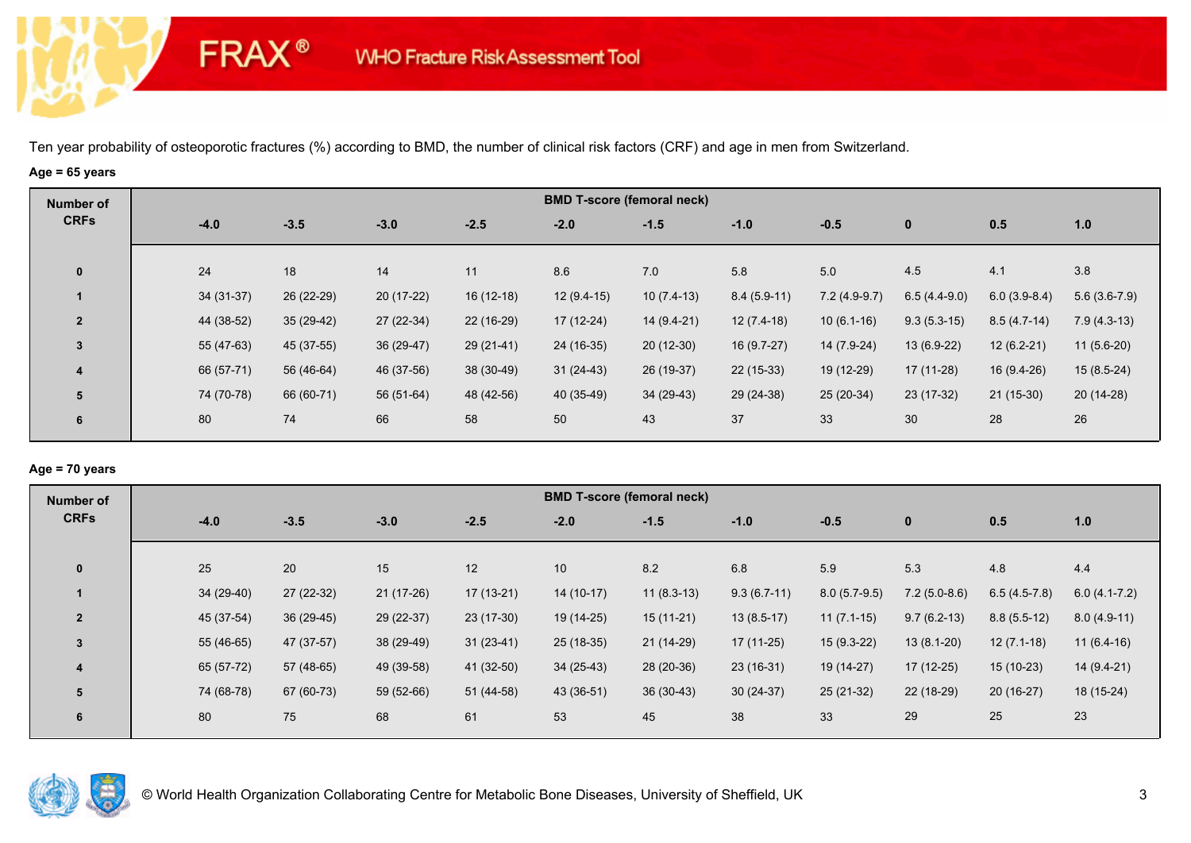# FRAX® WHO Fracture Risk Assessment Tool

Ten year probability of osteoporotic fractures (%) according to BMD, the number of clinical risk factors (CRF) and age in men from Switzerland.

**Age = 65 years**

| Number of CRFs | BMD T-score (femoral neck) | | | | | | | | | | |
|---|---|---|---|---|---|---|---|---|---|---|---|
| | -4.0 | -3.5 | -3.0 | -2.5 | -2.0 | -1.5 | -1.0 | -0.5 | 0 | 0.5 | 1.0 |
| 0 | 24 | 18 | 14 | 11 | 8.6 | 7.0 | 5.8 | 5.0 | 4.5 | 4.1 | 3.8 |
| 1 | 34 (31-37) | 26 (22-29) | 20 (17-22) | 16 (12-18) | 12 (9.4-15) | 10 (7.4-13) | 8.4 (5.9-11) | 7.2 (4.9-9.7) | 6.5 (4.4-9.0) | 6.0 (3.9-8.4) | 5.6 (3.6-7.9) |
| 2 | 44 (38-52) | 35 (29-42) | 27 (22-34) | 22 (16-29) | 17 (12-24) | 14 (9.4-21) | 12 (7.4-18) | 10 (6.1-16) | 9.3 (5.3-15) | 8.5 (4.7-14) | 7.9 (4.3-13) |
| 3 | 55 (47-63) | 45 (37-55) | 36 (29-47) | 29 (21-41) | 24 (16-35) | 20 (12-30) | 16 (9.7-27) | 14 (7.9-24) | 13 (6.9-22) | 12 (6.2-21) | 11 (5.6-20) |
| 4 | 66 (57-71) | 56 (46-64) | 46 (37-56) | 38 (30-49) | 31 (24-43) | 26 (19-37) | 22 (15-33) | 19 (12-29) | 17 (11-28) | 16 (9.4-26) | 15 (8.5-24) |
| 5 | 74 (70-78) | 66 (60-71) | 56 (51-64) | 48 (42-56) | 40 (35-49) | 34 (29-43) | 29 (24-38) | 25 (20-34) | 23 (17-32) | 21 (15-30) | 20 (14-28) |
| 6 | 80 | 74 | 66 | 58 | 50 | 43 | 37 | 33 | 30 | 28 | 26 |

**Age = 70 years**

| Number of CRFs | BMD T-score (femoral neck) | | | | | | | | | | |
|---|---|---|---|---|---|---|---|---|---|---|---|
| | -4.0 | -3.5 | -3.0 | -2.5 | -2.0 | -1.5 | -1.0 | -0.5 | 0 | 0.5 | 1.0 |
| 0 | 25 | 20 | 15 | 12 | 10 | 8.2 | 6.8 | 5.9 | 5.3 | 4.8 | 4.4 |
| 1 | 34 (29-40) | 27 (22-32) | 21 (17-26) | 17 (13-21) | 14 (10-17) | 11 (8.3-13) | 9.3 (6.7-11) | 8.0 (5.7-9.5) | 7.2 (5.0-8.6) | 6.5 (4.5-7.8) | 6.0 (4.1-7.2) |
| 2 | 45 (37-54) | 36 (29-45) | 29 (22-37) | 23 (17-30) | 19 (14-25) | 15 (11-21) | 13 (8.5-17) | 11 (7.1-15) | 9.7 (6.2-13) | 8.8 (5.5-12) | 8.0 (4.9-11) |
| 3 | 55 (46-65) | 47 (37-57) | 38 (29-49) | 31 (23-41) | 25 (18-35) | 21 (14-29) | 17 (11-25) | 15 (9.3-22) | 13 (8.1-20) | 12 (7.1-18) | 11 (6.4-16) |
| 4 | 65 (57-72) | 57 (48-65) | 49 (39-58) | 41 (32-50) | 34 (25-43) | 28 (20-36) | 23 (16-31) | 19 (14-27) | 17 (12-25) | 15 (10-23) | 14 (9.4-21) |
| 5 | 74 (68-78) | 67 (60-73) | 59 (52-66) | 51 (44-58) | 43 (36-51) | 36 (30-43) | 30 (24-37) | 25 (21-32) | 22 (18-29) | 20 (16-27) | 18 (15-24) |
| 6 | 80 | 75 | 68 | 61 | 53 | 45 | 38 | 33 | 29 | 25 | 23 |

© World Health Organization Collaborating Centre for Metabolic Bone Diseases, University of Sheffield, UK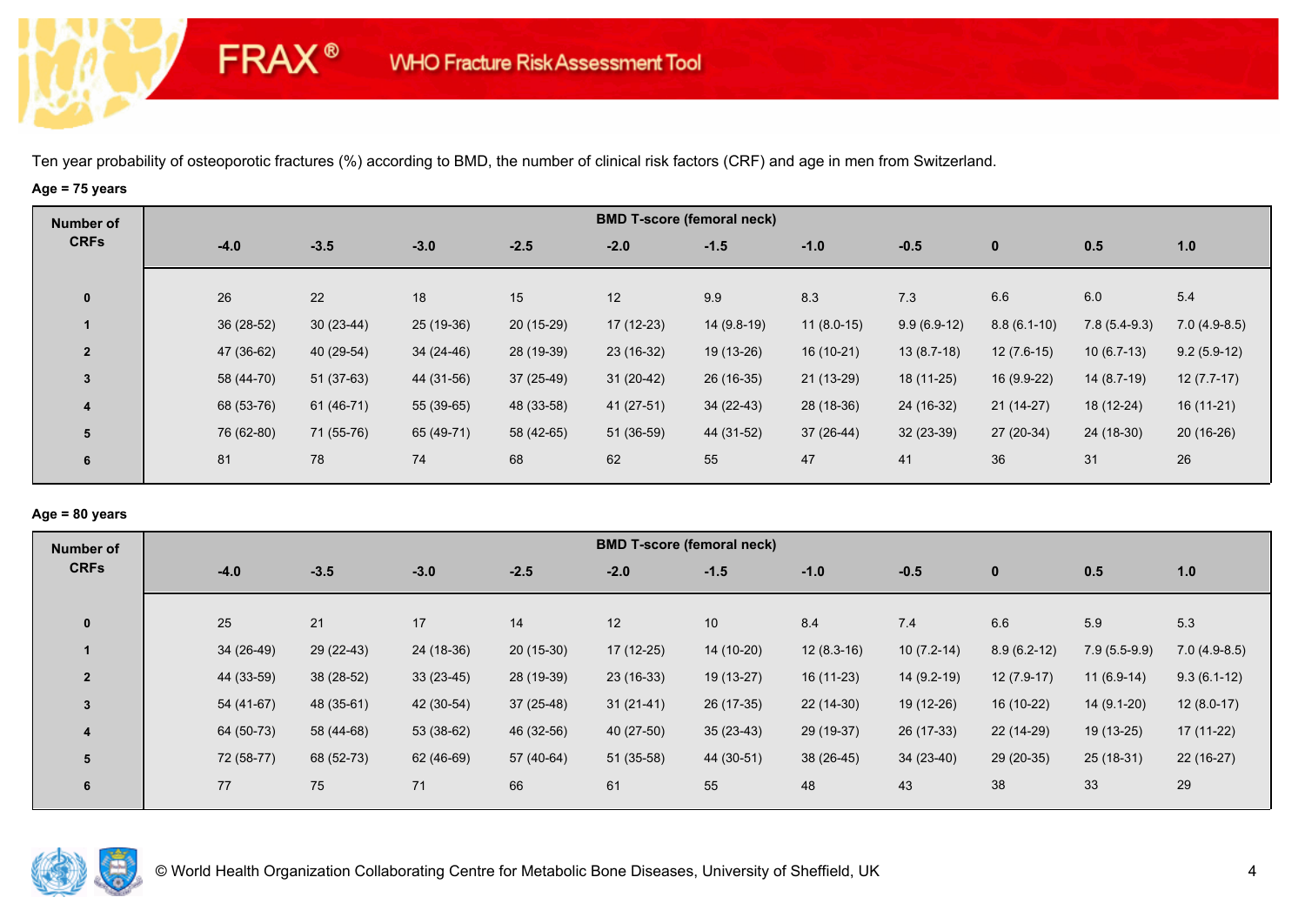FRAX® WHO Fracture Risk Assessment Tool

Ten year probability of osteoporotic fractures (%) according to BMD, the number of clinical risk factors (CRF) and age in men from Switzerland.

**Age = 75 years**

| Number of CRFs | BMD T-score (femoral neck) | | | | | | | | | | |
|---|---|---|---|---|---|---|---|---|---|---|---|
| | -4.0 | -3.5 | -3.0 | -2.5 | -2.0 | -1.5 | -1.0 | -0.5 | 0 | 0.5 | 1.0 |
| 0 | 26 | 22 | 18 | 15 | 12 | 9.9 | 8.3 | 7.3 | 6.6 | 6.0 | 5.4 |
| 1 | 36 (28-52) | 30 (23-44) | 25 (19-36) | 20 (15-29) | 17 (12-23) | 14 (9.8-19) | 11 (8.0-15) | 9.9 (6.9-12) | 8.8 (6.1-10) | 7.8 (5.4-9.3) | 7.0 (4.9-8.5) |
| 2 | 47 (36-62) | 40 (29-54) | 34 (24-46) | 28 (19-39) | 23 (16-32) | 19 (13-26) | 16 (10-21) | 13 (8.7-18) | 12 (7.6-15) | 10 (6.7-13) | 9.2 (5.9-12) |
| 3 | 58 (44-70) | 51 (37-63) | 44 (31-56) | 37 (25-49) | 31 (20-42) | 26 (16-35) | 21 (13-29) | 18 (11-25) | 16 (9.9-22) | 14 (8.7-19) | 12 (7.7-17) |
| 4 | 68 (53-76) | 61 (46-71) | 55 (39-65) | 48 (33-58) | 41 (27-51) | 34 (22-43) | 28 (18-36) | 24 (16-32) | 21 (14-27) | 18 (12-24) | 16 (11-21) |
| 5 | 76 (62-80) | 71 (55-76) | 65 (49-71) | 58 (42-65) | 51 (36-59) | 44 (31-52) | 37 (26-44) | 32 (23-39) | 27 (20-34) | 24 (18-30) | 20 (16-26) |
| 6 | 81 | 78 | 74 | 68 | 62 | 55 | 47 | 41 | 36 | 31 | 26 |

**Age = 80 years**

| Number of CRFs | BMD T-score (femoral neck) | | | | | | | | | | |
|---|---|---|---|---|---|---|---|---|---|---|---|
| | -4.0 | -3.5 | -3.0 | -2.5 | -2.0 | -1.5 | -1.0 | -0.5 | 0 | 0.5 | 1.0 |
| 0 | 25 | 21 | 17 | 14 | 12 | 10 | 8.4 | 7.4 | 6.6 | 5.9 | 5.3 |
| 1 | 34 (26-49) | 29 (22-43) | 24 (18-36) | 20 (15-30) | 17 (12-25) | 14 (10-20) | 12 (8.3-16) | 10 (7.2-14) | 8.9 (6.2-12) | 7.9 (5.5-9.9) | 7.0 (4.9-8.5) |
| 2 | 44 (33-59) | 38 (28-52) | 33 (23-45) | 28 (19-39) | 23 (16-33) | 19 (13-27) | 16 (11-23) | 14 (9.2-19) | 12 (7.9-17) | 11 (6.9-14) | 9.3 (6.1-12) |
| 3 | 54 (41-67) | 48 (35-61) | 42 (30-54) | 37 (25-48) | 31 (21-41) | 26 (17-35) | 22 (14-30) | 19 (12-26) | 16 (10-22) | 14 (9.1-20) | 12 (8.0-17) |
| 4 | 64 (50-73) | 58 (44-68) | 53 (38-62) | 46 (32-56) | 40 (27-50) | 35 (23-43) | 29 (19-37) | 26 (17-33) | 22 (14-29) | 19 (13-25) | 17 (11-22) |
| 5 | 72 (58-77) | 68 (52-73) | 62 (46-69) | 57 (40-64) | 51 (35-58) | 44 (30-51) | 38 (26-45) | 34 (23-40) | 29 (20-35) | 25 (18-31) | 22 (16-27) |
| 6 | 77 | 75 | 71 | 66 | 61 | 55 | 48 | 43 | 38 | 33 | 29 |

© World Health Organization Collaborating Centre for Metabolic Bone Diseases, University of Sheffield, UK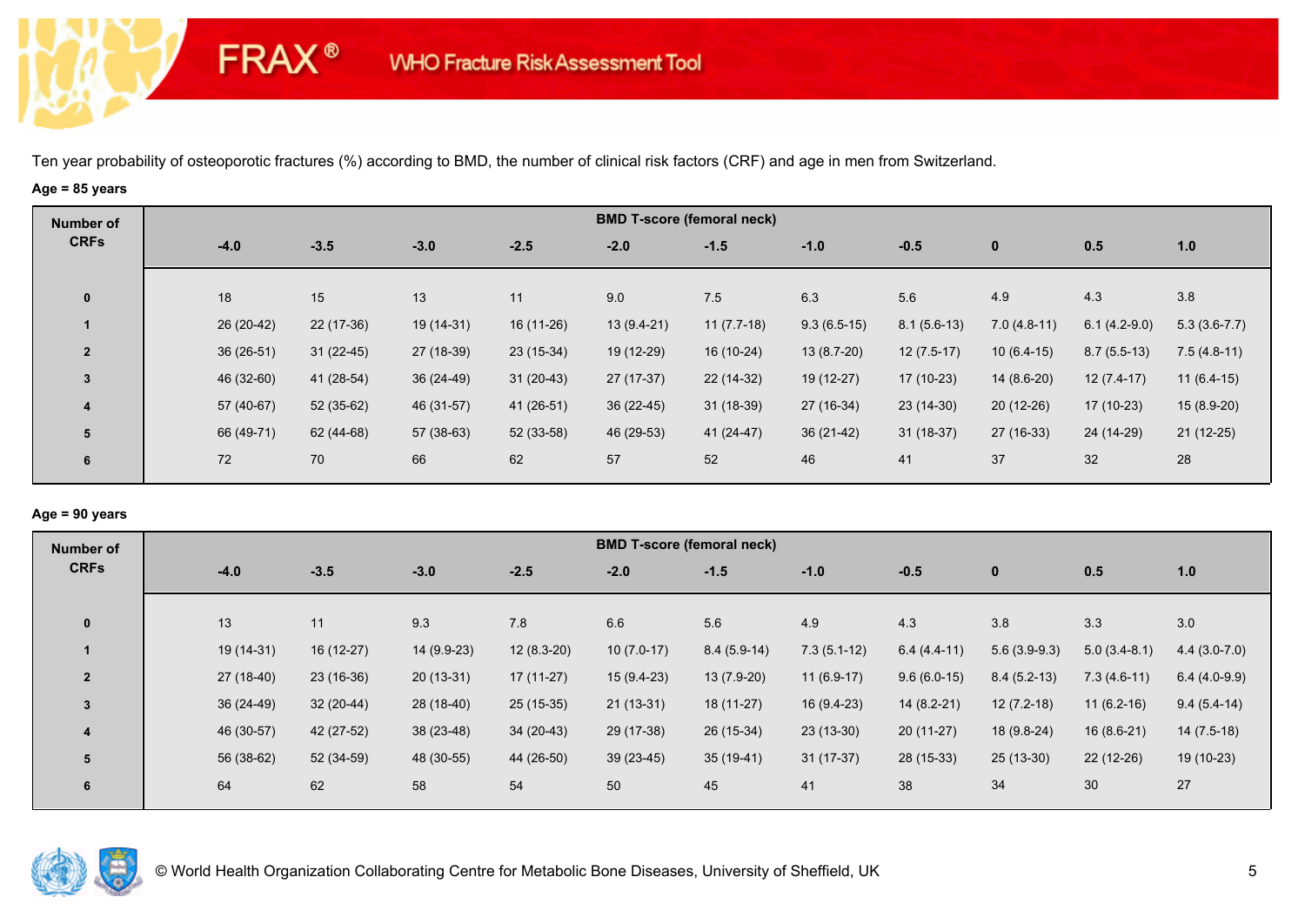FRAX® WHO Fracture Risk Assessment Tool

Ten year probability of osteoporotic fractures (%) according to BMD, the number of clinical risk factors (CRF) and age in men from Switzerland.

**Age = 85 years**

| Number of CRFs | BMD T-score (femoral neck) | | | | | | | | | | |
|---|---|---|---|---|---|---|---|---|---|---|---|
| | -4.0 | -3.5 | -3.0 | -2.5 | -2.0 | -1.5 | -1.0 | -0.5 | 0 | 0.5 | 1.0 |
| 0 | 18 | 15 | 13 | 11 | 9.0 | 7.5 | 6.3 | 5.6 | 4.9 | 4.3 | 3.8 |
| 1 | 26 (20-42) | 22 (17-36) | 19 (14-31) | 16 (11-26) | 13 (9.4-21) | 11 (7.7-18) | 9.3 (6.5-15) | 8.1 (5.6-13) | 7.0 (4.8-11) | 6.1 (4.2-9.0) | 5.3 (3.6-7.7) |
| 2 | 36 (26-51) | 31 (22-45) | 27 (18-39) | 23 (15-34) | 19 (12-29) | 16 (10-24) | 13 (8.7-20) | 12 (7.5-17) | 10 (6.4-15) | 8.7 (5.5-13) | 7.5 (4.8-11) |
| 3 | 46 (32-60) | 41 (28-54) | 36 (24-49) | 31 (20-43) | 27 (17-37) | 22 (14-32) | 19 (12-27) | 17 (10-23) | 14 (8.6-20) | 12 (7.4-17) | 11 (6.4-15) |
| 4 | 57 (40-67) | 52 (35-62) | 46 (31-57) | 41 (26-51) | 36 (22-45) | 31 (18-39) | 27 (16-34) | 23 (14-30) | 20 (12-26) | 17 (10-23) | 15 (8.9-20) |
| 5 | 66 (49-71) | 62 (44-68) | 57 (38-63) | 52 (33-58) | 46 (29-53) | 41 (24-47) | 36 (21-42) | 31 (18-37) | 27 (16-33) | 24 (14-29) | 21 (12-25) |
| 6 | 72 | 70 | 66 | 62 | 57 | 52 | 46 | 41 | 37 | 32 | 28 |

**Age = 90 years**

| Number of CRFs | BMD T-score (femoral neck) | | | | | | | | | | |
|---|---|---|---|---|---|---|---|---|---|---|---|
| | -4.0 | -3.5 | -3.0 | -2.5 | -2.0 | -1.5 | -1.0 | -0.5 | 0 | 0.5 | 1.0 |
| 0 | 13 | 11 | 9.3 | 7.8 | 6.6 | 5.6 | 4.9 | 4.3 | 3.8 | 3.3 | 3.0 |
| 1 | 19 (14-31) | 16 (12-27) | 14 (9.9-23) | 12 (8.3-20) | 10 (7.0-17) | 8.4 (5.9-14) | 7.3 (5.1-12) | 6.4 (4.4-11) | 5.6 (3.9-9.3) | 5.0 (3.4-8.1) | 4.4 (3.0-7.0) |
| 2 | 27 (18-40) | 23 (16-36) | 20 (13-31) | 17 (11-27) | 15 (9.4-23) | 13 (7.9-20) | 11 (6.9-17) | 9.6 (6.0-15) | 8.4 (5.2-13) | 7.3 (4.6-11) | 6.4 (4.0-9.9) |
| 3 | 36 (24-49) | 32 (20-44) | 28 (18-40) | 25 (15-35) | 21 (13-31) | 18 (11-27) | 16 (9.4-23) | 14 (8.2-21) | 12 (7.2-18) | 11 (6.2-16) | 9.4 (5.4-14) |
| 4 | 46 (30-57) | 42 (27-52) | 38 (23-48) | 34 (20-43) | 29 (17-38) | 26 (15-34) | 23 (13-30) | 20 (11-27) | 18 (9.8-24) | 16 (8.6-21) | 14 (7.5-18) |
| 5 | 56 (38-62) | 52 (34-59) | 48 (30-55) | 44 (26-50) | 39 (23-45) | 35 (19-41) | 31 (17-37) | 28 (15-33) | 25 (13-30) | 22 (12-26) | 19 (10-23) |
| 6 | 64 | 62 | 58 | 54 | 50 | 45 | 41 | 38 | 34 | 30 | 27 |

© World Health Organization Collaborating Centre for Metabolic Bone Diseases, University of Sheffield, UK